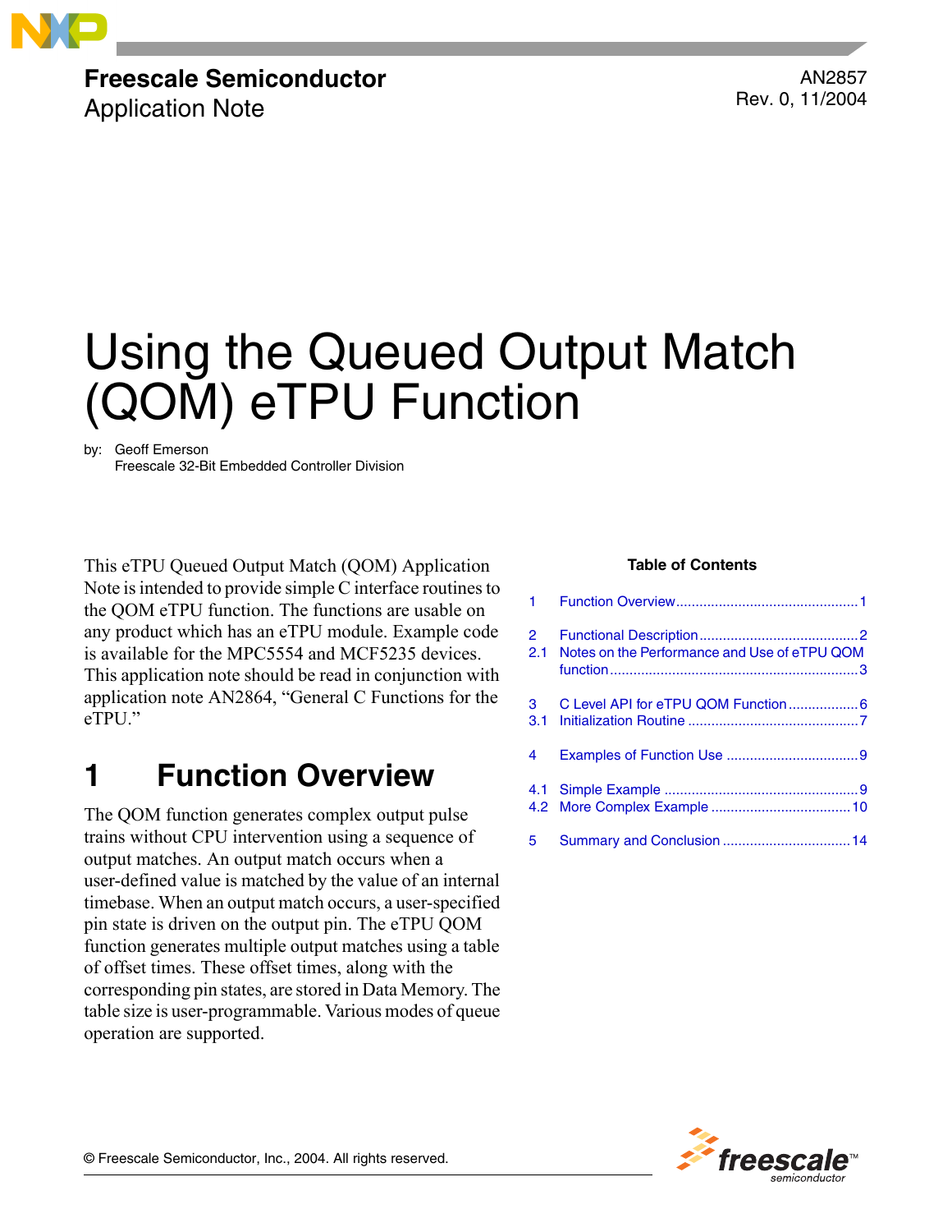**Freescale Semiconductor**
Application Note

AN2857
Rev. 0, 11/2004

# Using the Queued Output Match (QOM) eTPU Function

by: Geoff Emerson
Freescale 32-Bit Embedded Controller Division

This eTPU Queued Output Match (QOM) Application Note is intended to provide simple C interface routines to the QOM eTPU function. The functions are usable on any product which has an eTPU module. Example code is available for the MPC5554 and MCF5235 devices. This application note should be read in conjunction with application note AN2864, “General C Functions for the eTPU.”

**Table of Contents**

| | | |
|---|---|---|
| 1 | Function Overview | 1 |
| 2 | Functional Description | 2 |
| 2.1 | Notes on the Performance and Use of eTPU QOM function | 3 |
| 3 | C Level API for eTPU QOM Function | 6 |
| 3.1 | Initialization Routine | 7 |
| 4 | Examples of Function Use | 9 |
| 4.1 | Simple Example | 9 |
| 4.2 | More Complex Example | 10 |
| 5 | Summary and Conclusion | 14 |

## 1 Function Overview

The QOM function generates complex output pulse trains without CPU intervention using a sequence of output matches. An output match occurs when a user-defined value is matched by the value of an internal timebase. When an output match occurs, a user-specified pin state is driven on the output pin. The eTPU QOM function generates multiple output matches using a table of offset times. These offset times, along with the corresponding pin states, are stored in Data Memory. The table size is user-programmable. Various modes of queue operation are supported.

© Freescale Semiconductor, Inc., 2004. All rights reserved.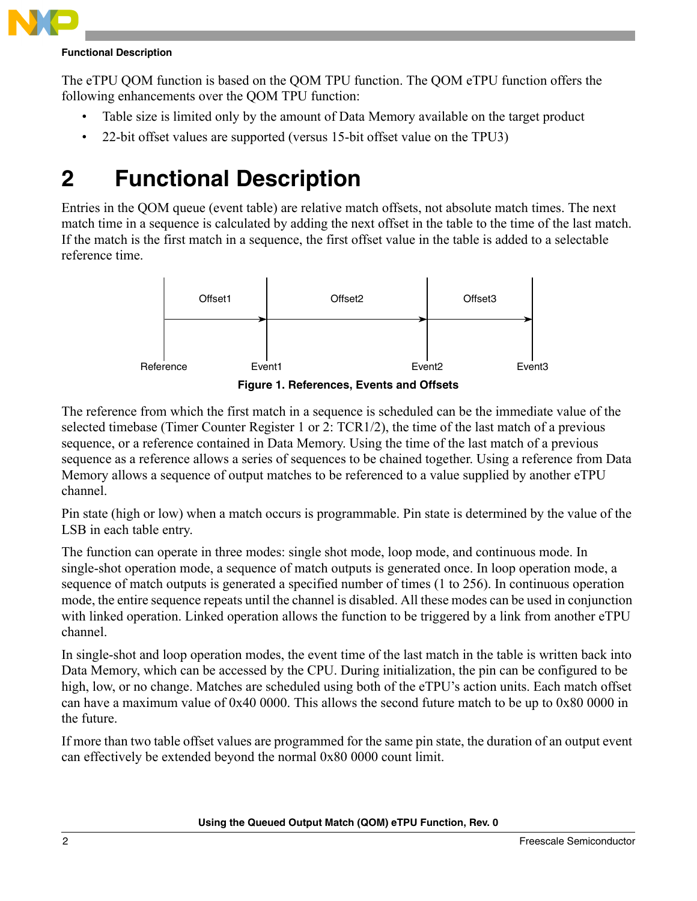The eTPU QOM function is based on the QOM TPU function. The QOM eTPU function offers the following enhancements over the QOM TPU function:

- Table size is limited only by the amount of Data Memory available on the target product
- 22-bit offset values are supported (versus 15-bit offset value on the TPU3)

# 2 Functional Description

Entries in the QOM queue (event table) are relative match offsets, not absolute match times. The next match time in a sequence is calculated by adding the next offset in the table to the time of the last match. If the match is the first match in a sequence, the first offset value in the table is added to a selectable reference time.

Figure 1. References, Events and Offsets

The reference from which the first match in a sequence is scheduled can be the immediate value of the selected timebase (Timer Counter Register 1 or 2: TCR1/2), the time of the last match of a previous sequence, or a reference contained in Data Memory. Using the time of the last match of a previous sequence as a reference allows a series of sequences to be chained together. Using a reference from Data Memory allows a sequence of output matches to be referenced to a value supplied by another eTPU channel.

Pin state (high or low) when a match occurs is programmable. Pin state is determined by the value of the LSB in each table entry.

The function can operate in three modes: single shot mode, loop mode, and continuous mode. In single-shot operation mode, a sequence of match outputs is generated once. In loop operation mode, a sequence of match outputs is generated a specified number of times (1 to 256). In continuous operation mode, the entire sequence repeats until the channel is disabled. All these modes can be used in conjunction with linked operation. Linked operation allows the function to be triggered by a link from another eTPU channel.

In single-shot and loop operation modes, the event time of the last match in the table is written back into Data Memory, which can be accessed by the CPU. During initialization, the pin can be configured to be high, low, or no change. Matches are scheduled using both of the eTPU's action units. Each match offset can have a maximum value of 0x40 0000. This allows the second future match to be up to 0x80 0000 in the future.

If more than two table offset values are programmed for the same pin state, the duration of an output event can effectively be extended beyond the normal 0x80 0000 count limit.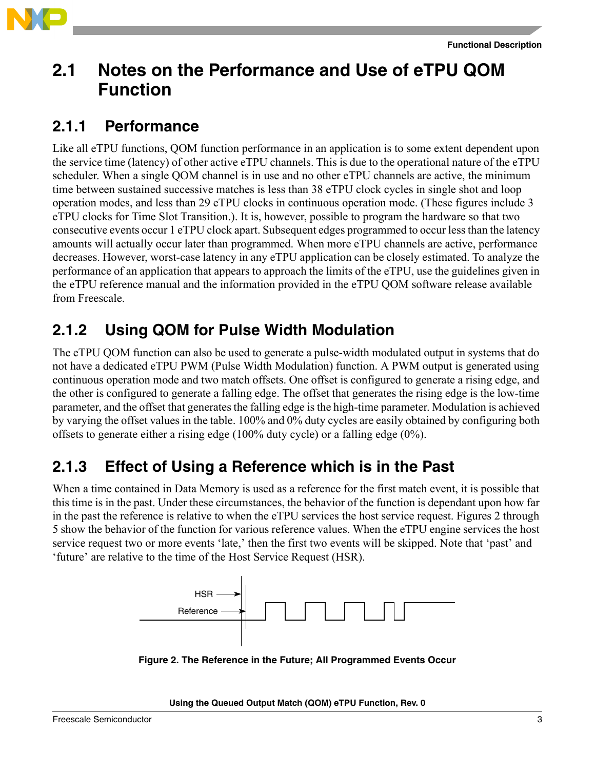## 2.1 Notes on the Performance and Use of eTPU QOM Function

### 2.1.1 Performance

Like all eTPU functions, QOM function performance in an application is to some extent dependent upon the service time (latency) of other active eTPU channels. This is due to the operational nature of the eTPU scheduler. When a single QOM channel is in use and no other eTPU channels are active, the minimum time between sustained successive matches is less than 38 eTPU clock cycles in single shot and loop operation modes, and less than 29 eTPU clocks in continuous operation mode. (These figures include 3 eTPU clocks for Time Slot Transition.). It is, however, possible to program the hardware so that two consecutive events occur 1 eTPU clock apart. Subsequent edges programmed to occur less than the latency amounts will actually occur later than programmed. When more eTPU channels are active, performance decreases. However, worst-case latency in any eTPU application can be closely estimated. To analyze the performance of an application that appears to approach the limits of the eTPU, use the guidelines given in the eTPU reference manual and the information provided in the eTPU QOM software release available from Freescale.

### 2.1.2 Using QOM for Pulse Width Modulation

The eTPU QOM function can also be used to generate a pulse-width modulated output in systems that do not have a dedicated eTPU PWM (Pulse Width Modulation) function. A PWM output is generated using continuous operation mode and two match offsets. One offset is configured to generate a rising edge, and the other is configured to generate a falling edge. The offset that generates the rising edge is the low-time parameter, and the offset that generates the falling edge is the high-time parameter. Modulation is achieved by varying the offset values in the table. 100% and 0% duty cycles are easily obtained by configuring both offsets to generate either a rising edge (100% duty cycle) or a falling edge (0%).

### 2.1.3 Effect of Using a Reference which is in the Past

When a time contained in Data Memory is used as a reference for the first match event, it is possible that this time is in the past. Under these circumstances, the behavior of the function is dependant upon how far in the past the reference is relative to when the eTPU services the host service request. Figures 2 through 5 show the behavior of the function for various reference values. When the eTPU engine services the host service request two or more events 'late,' then the first two events will be skipped. Note that 'past' and 'future' are relative to the time of the Host Service Request (HSR).

**Figure 2. The Reference in the Future; All Programmed Events Occur**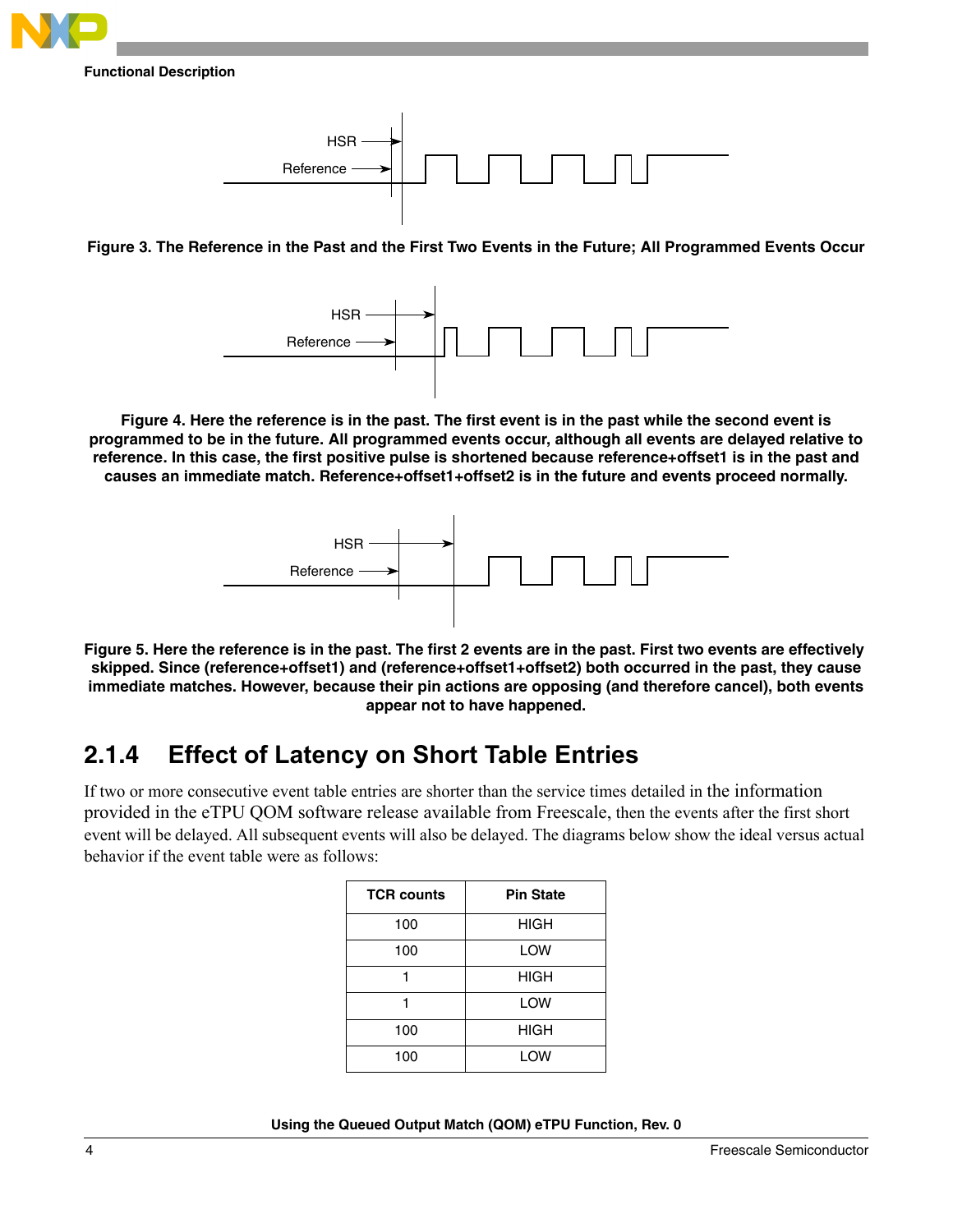Figure 3. The Reference in the Past and the First Two Events in the Future; All Programmed Events Occur

Figure 4. Here the reference is in the past. The first event is in the past while the second event is programmed to be in the future. All programmed events occur, although all events are delayed relative to reference. In this case, the first positive pulse is shortened because reference+offset1 is in the past and causes an immediate match. Reference+offset1+offset2 is in the future and events proceed normally.

Figure 5. Here the reference is in the past. The first 2 events are in the past. First two events are effectively skipped. Since (reference+offset1) and (reference+offset1+offset2) both occurred in the past, they cause immediate matches. However, because their pin actions are opposing (and therefore cancel), both events appear not to have happened.

### 2.1.4 Effect of Latency on Short Table Entries

If two or more consecutive event table entries are shorter than the service times detailed in the information provided in the eTPU QOM software release available from Freescale, then the events after the first short event will be delayed. All subsequent events will also be delayed. The diagrams below show the ideal versus actual behavior if the event table were as follows:

| TCR counts | Pin State |
|---|---|
| 100 | HIGH |
| 100 | LOW |
| 1 | HIGH |
| 1 | LOW |
| 100 | HIGH |
| 100 | LOW |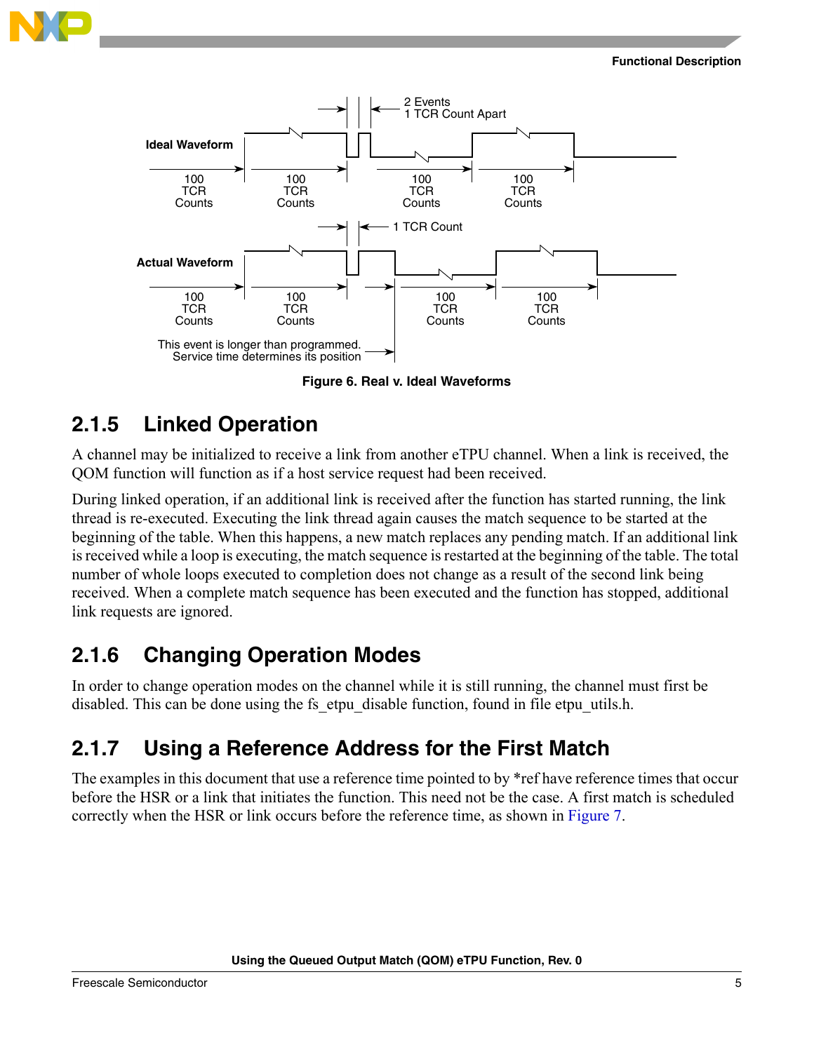Figure 6. Real v. Ideal Waveforms

## 2.1.5 Linked Operation

A channel may be initialized to receive a link from another eTPU channel. When a link is received, the QOM function will function as if a host service request had been received.

During linked operation, if an additional link is received after the function has started running, the link thread is re-executed. Executing the link thread again causes the match sequence to be started at the beginning of the table. When this happens, a new match replaces any pending match. If an additional link is received while a loop is executing, the match sequence is restarted at the beginning of the table. The total number of whole loops executed to completion does not change as a result of the second link being received. When a complete match sequence has been executed and the function has stopped, additional link requests are ignored.

## 2.1.6 Changing Operation Modes

In order to change operation modes on the channel while it is still running, the channel must first be disabled. This can be done using the fs_etpu_disable function, found in file etpu_utils.h.

## 2.1.7 Using a Reference Address for the First Match

The examples in this document that use a reference time pointed to by *ref have reference times that occur before the HSR or a link that initiates the function. This need not be the case. A first match is scheduled correctly when the HSR or link occurs before the reference time, as shown in Figure 7.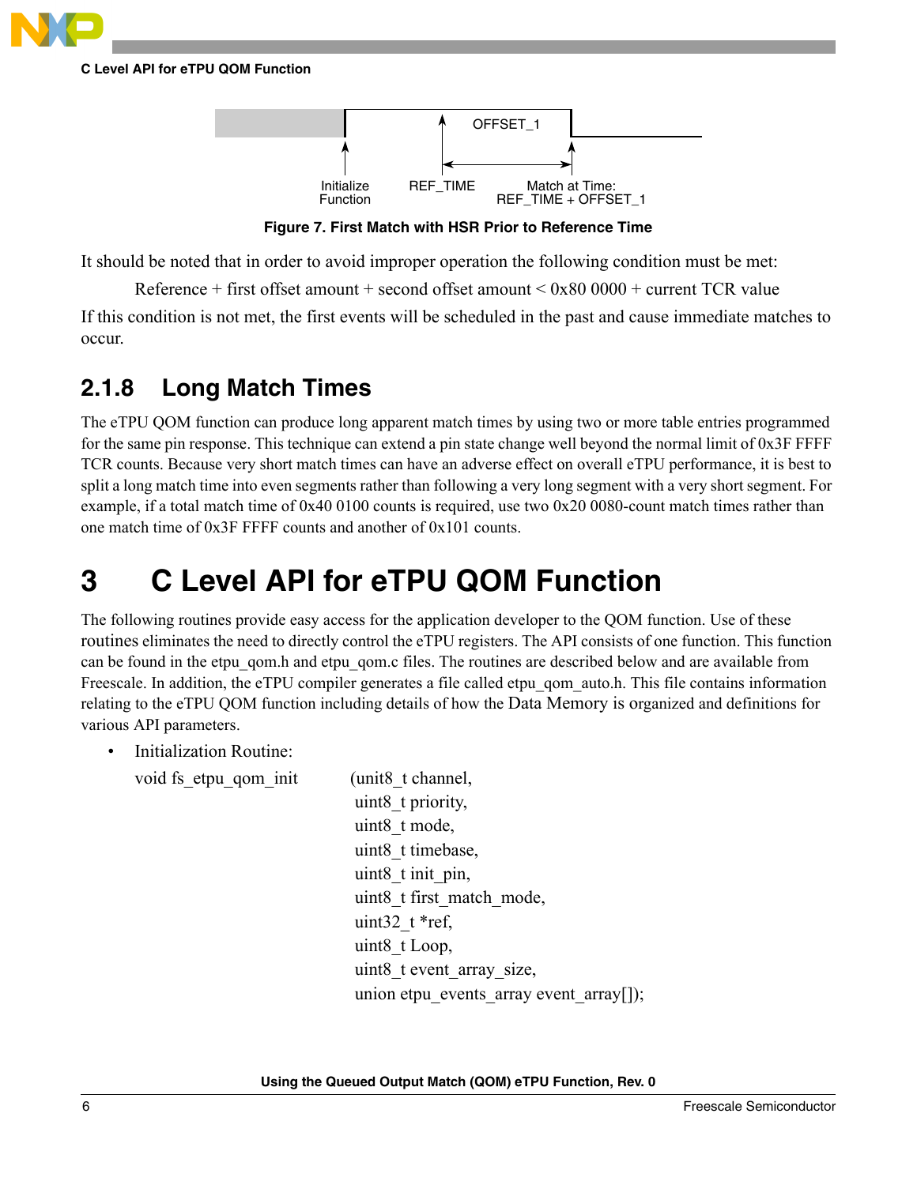Figure 7. First Match with HSR Prior to Reference Time

It should be noted that in order to avoid improper operation the following condition must be met:

Reference + first offset amount + second offset amount < 0x80 0000 + current TCR value

If this condition is not met, the first events will be scheduled in the past and cause immediate matches to occur.

### 2.1.8 Long Match Times

The eTPU QOM function can produce long apparent match times by using two or more table entries programmed for the same pin response. This technique can extend a pin state change well beyond the normal limit of 0x3F FFFF TCR counts. Because very short match times can have an adverse effect on overall eTPU performance, it is best to split a long match time into even segments rather than following a very long segment with a very short segment. For example, if a total match time of 0x40 0100 counts is required, use two 0x20 0080-count match times rather than one match time of 0x3F FFFF counts and another of 0x101 counts.

# 3 C Level API for eTPU QOM Function

The following routines provide easy access for the application developer to the QOM function. Use of these routines eliminates the need to directly control the eTPU registers. The API consists of one function. This function can be found in the etpu_qom.h and etpu_qom.c files. The routines are described below and are available from Freescale. In addition, the eTPU compiler generates a file called etpu_qom_auto.h. This file contains information relating to the eTPU QOM function including details of how the Data Memory is organized and definitions for various API parameters.

- Initialization Routine:

```
void fs_etpu_qom_init    (uint8_t channel,
                          uint8_t priority,
                          uint8_t mode,
                          uint8_t timebase,
                          uint8_t init_pin,
                          uint8_t first_match_mode,
                          uint32_t *ref,
                          uint8_t Loop,
                          uint8_t event_array_size,
                          union etpu_events_array event_array[]);
```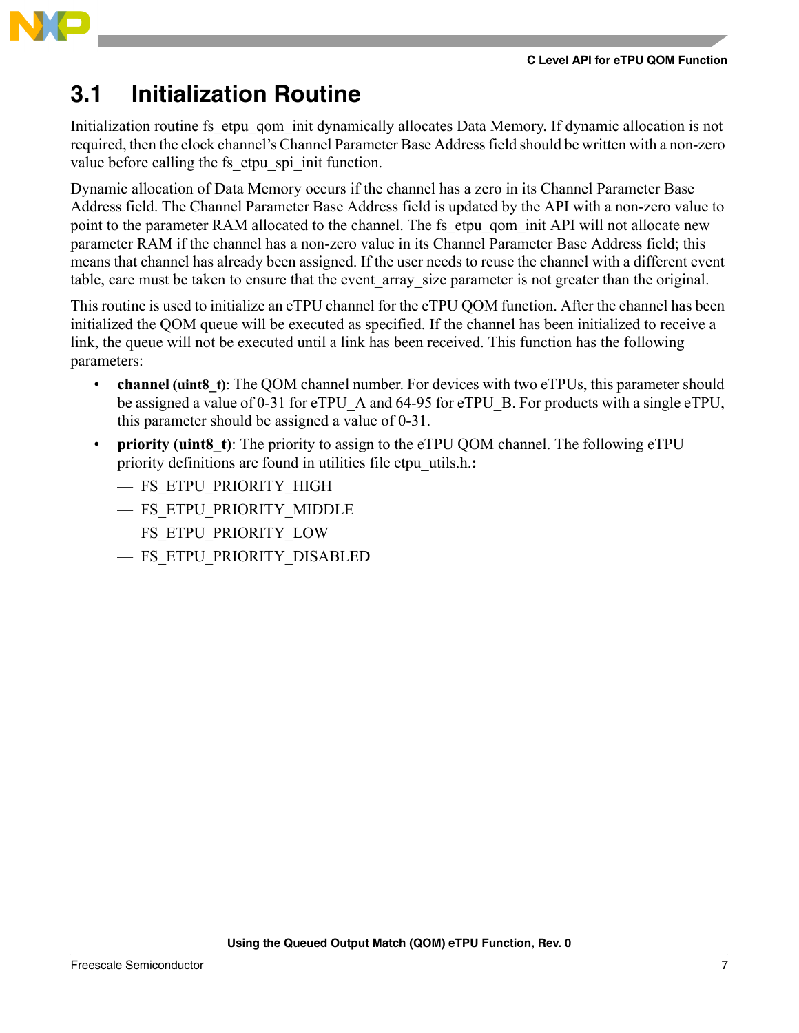## 3.1 Initialization Routine

Initialization routine fs_etpu_qom_init dynamically allocates Data Memory. If dynamic allocation is not required, then the clock channel's Channel Parameter Base Address field should be written with a non-zero value before calling the fs_etpu_spi_init function.

Dynamic allocation of Data Memory occurs if the channel has a zero in its Channel Parameter Base Address field. The Channel Parameter Base Address field is updated by the API with a non-zero value to point to the parameter RAM allocated to the channel. The fs_etpu_qom_init API will not allocate new parameter RAM if the channel has a non-zero value in its Channel Parameter Base Address field; this means that channel has already been assigned. If the user needs to reuse the channel with a different event table, care must be taken to ensure that the event_array_size parameter is not greater than the original.

This routine is used to initialize an eTPU channel for the eTPU QOM function. After the channel has been initialized the QOM queue will be executed as specified. If the channel has been initialized to receive a link, the queue will not be executed until a link has been received. This function has the following parameters:

- **channel (uint8_t)**: The QOM channel number. For devices with two eTPUs, this parameter should be assigned a value of 0-31 for eTPU_A and 64-95 for eTPU_B. For products with a single eTPU, this parameter should be assigned a value of 0-31.
- **priority (uint8_t)**: The priority to assign to the eTPU QOM channel. The following eTPU priority definitions are found in utilities file etpu_utils.h.**:**
  - FS_ETPU_PRIORITY_HIGH
  - FS_ETPU_PRIORITY_MIDDLE
  - FS_ETPU_PRIORITY_LOW
  - FS_ETPU_PRIORITY_DISABLED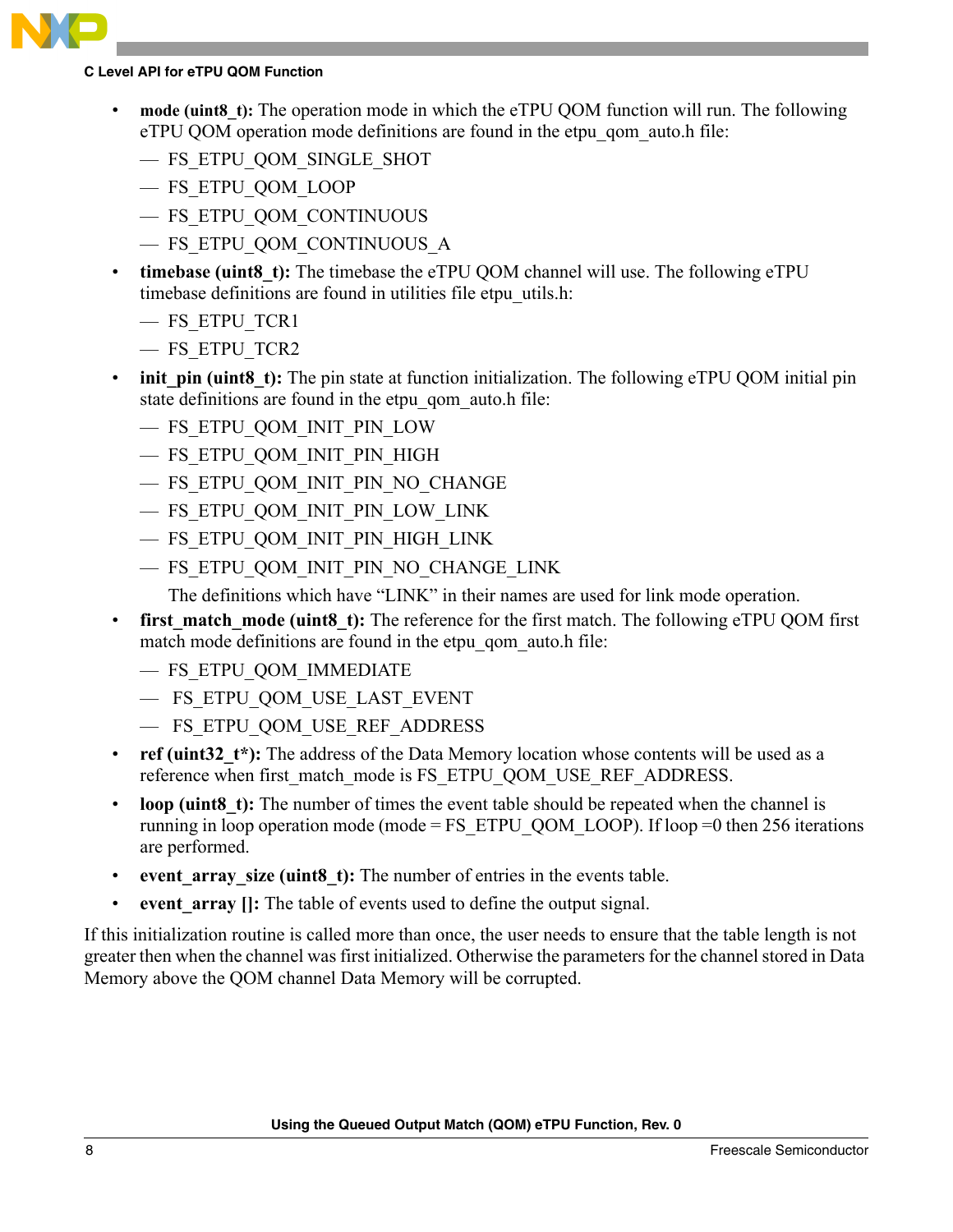- **mode (uint8_t):** The operation mode in which the eTPU QOM function will run. The following eTPU QOM operation mode definitions are found in the etpu_qom_auto.h file:
  - FS_ETPU_QOM_SINGLE_SHOT
  - FS_ETPU_QOM_LOOP
  - FS_ETPU_QOM_CONTINUOUS
  - FS_ETPU_QOM_CONTINUOUS_A
- **timebase (uint8_t):** The timebase the eTPU QOM channel will use. The following eTPU timebase definitions are found in utilities file etpu_utils.h:
  - FS_ETPU_TCR1
  - FS_ETPU_TCR2
- **init_pin (uint8_t):** The pin state at function initialization. The following eTPU QOM initial pin state definitions are found in the etpu_qom_auto.h file:
  - FS_ETPU_QOM_INIT_PIN_LOW
  - FS_ETPU_QOM_INIT_PIN_HIGH
  - FS_ETPU_QOM_INIT_PIN_NO_CHANGE
  - FS_ETPU_QOM_INIT_PIN_LOW_LINK
  - FS_ETPU_QOM_INIT_PIN_HIGH_LINK
  - FS_ETPU_QOM_INIT_PIN_NO_CHANGE_LINK

  The definitions which have "LINK" in their names are used for link mode operation.
- **first_match_mode (uint8_t):** The reference for the first match. The following eTPU QOM first match mode definitions are found in the etpu_qom_auto.h file:
  - FS_ETPU_QOM_IMMEDIATE
  - FS_ETPU_QOM_USE_LAST_EVENT
  - FS_ETPU_QOM_USE_REF_ADDRESS
- **ref (uint32_t*):** The address of the Data Memory location whose contents will be used as a reference when first_match_mode is FS_ETPU_QOM_USE_REF_ADDRESS.
- **loop (uint8_t):** The number of times the event table should be repeated when the channel is running in loop operation mode (mode = FS_ETPU_QOM_LOOP). If loop =0 then 256 iterations are performed.
- **event_array_size (uint8_t):** The number of entries in the events table.
- **event_array []:** The table of events used to define the output signal.

If this initialization routine is called more than once, the user needs to ensure that the table length is not greater then when the channel was first initialized. Otherwise the parameters for the channel stored in Data Memory above the QOM channel Data Memory will be corrupted.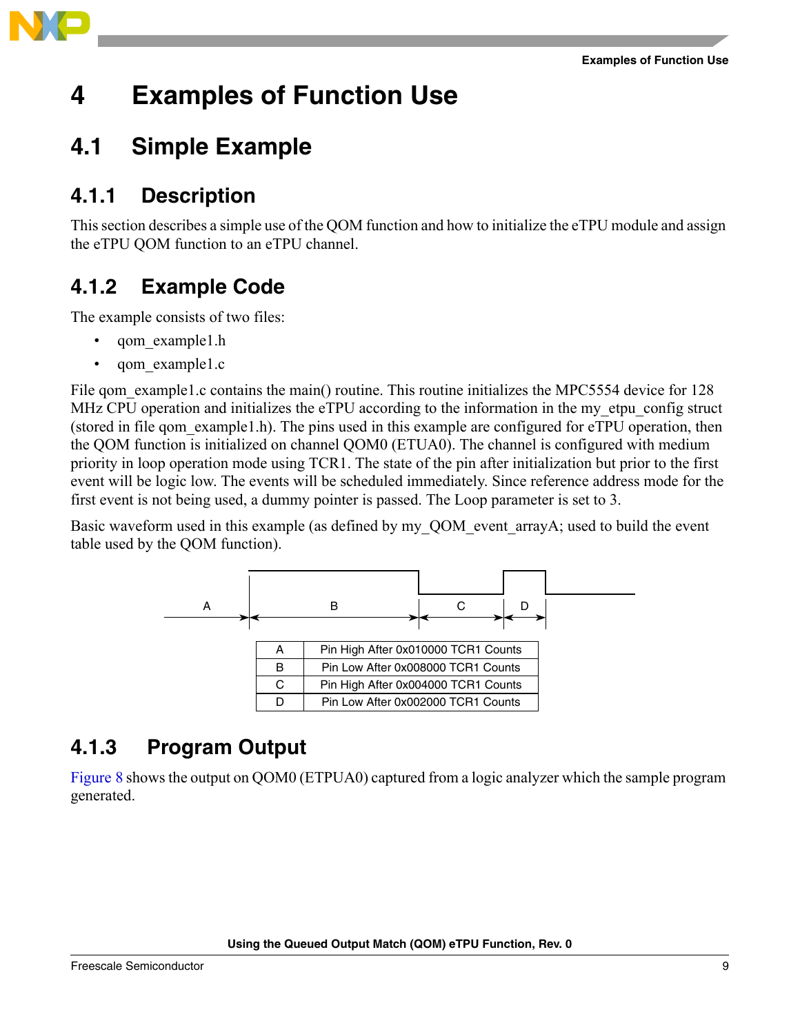# 4 Examples of Function Use

## 4.1 Simple Example

### 4.1.1 Description

This section describes a simple use of the QOM function and how to initialize the eTPU module and assign the eTPU QOM function to an eTPU channel.

### 4.1.2 Example Code

The example consists of two files:

- qom_example1.h
- qom_example1.c

File qom_example1.c contains the main() routine. This routine initializes the MPC5554 device for 128 MHz CPU operation and initializes the eTPU according to the information in the my_etpu_config struct (stored in file qom_example1.h). The pins used in this example are configured for eTPU operation, then the QOM function is initialized on channel QOM0 (ETUA0). The channel is configured with medium priority in loop operation mode using TCR1. The state of the pin after initialization but prior to the first event will be logic low. The events will be scheduled immediately. Since reference address mode for the first event is not being used, a dummy pointer is passed. The Loop parameter is set to 3.

Basic waveform used in this example (as defined by my_QOM_event_arrayA; used to build the event table used by the QOM function).

| A | Pin High After 0x010000 TCR1 Counts |
|---|---|
| B | Pin Low After 0x008000 TCR1 Counts |
| C | Pin High After 0x004000 TCR1 Counts |
| D | Pin Low After 0x002000 TCR1 Counts |

### 4.1.3 Program Output

Figure 8 shows the output on QOM0 (ETPUA0) captured from a logic analyzer which the sample program generated.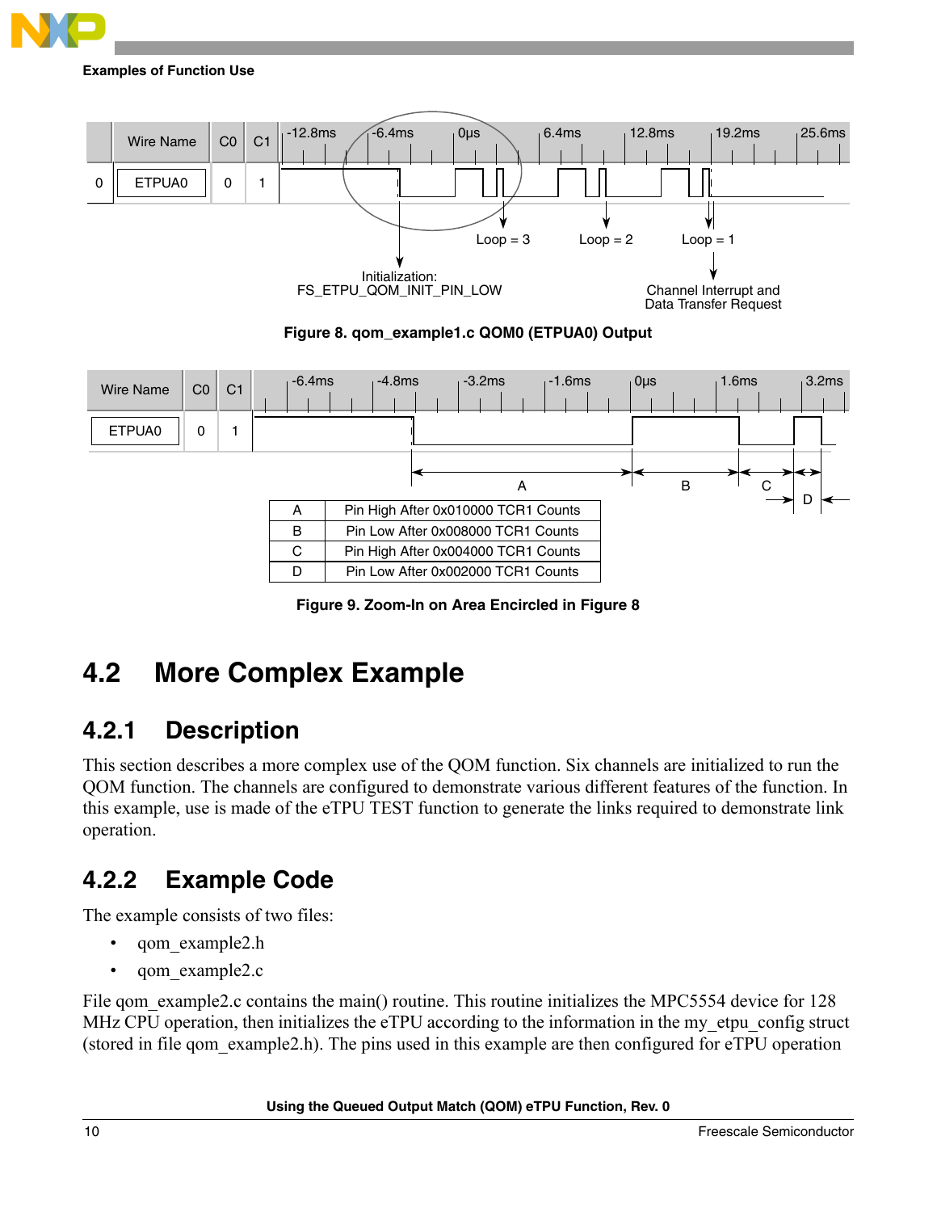Figure 8. qom_example1.c QOM0 (ETPUA0) Output

| | |
|---|---|
| A | Pin High After 0x010000 TCR1 Counts |
| B | Pin Low After 0x008000 TCR1 Counts |
| C | Pin High After 0x004000 TCR1 Counts |
| D | Pin Low After 0x002000 TCR1 Counts |

Figure 9. Zoom-In on Area Encircled in Figure 8

## 4.2 More Complex Example

### 4.2.1 Description

This section describes a more complex use of the QOM function. Six channels are initialized to run the QOM function. The channels are configured to demonstrate various different features of the function. In this example, use is made of the eTPU TEST function to generate the links required to demonstrate link operation.

### 4.2.2 Example Code

The example consists of two files:

- qom_example2.h
- qom_example2.c

File qom_example2.c contains the main() routine. This routine initializes the MPC5554 device for 128 MHz CPU operation, then initializes the eTPU according to the information in the my_etpu_config struct (stored in file qom_example2.h). The pins used in this example are then configured for eTPU operation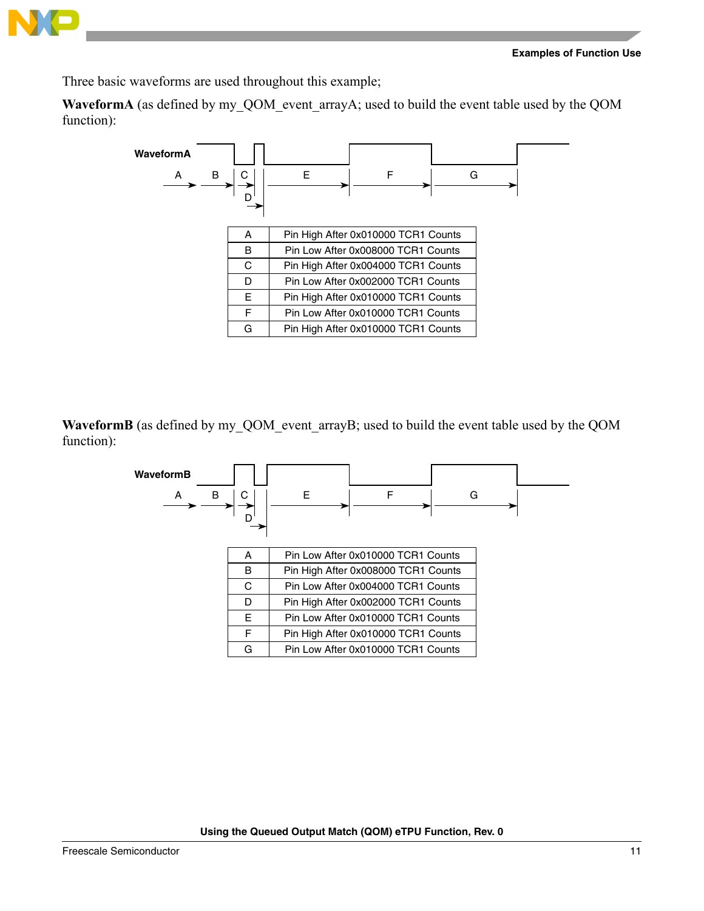Three basic waveforms are used throughout this example;

**WaveformA** (as defined by my_QOM_event_arrayA; used to build the event table used by the QOM function):

| | |
|---|---|
| A | Pin High After 0x010000 TCR1 Counts |
| B | Pin Low After 0x008000 TCR1 Counts |
| C | Pin High After 0x004000 TCR1 Counts |
| D | Pin Low After 0x002000 TCR1 Counts |
| E | Pin High After 0x010000 TCR1 Counts |
| F | Pin Low After 0x010000 TCR1 Counts |
| G | Pin High After 0x010000 TCR1 Counts |

**WaveformB** (as defined by my_QOM_event_arrayB; used to build the event table used by the QOM function):

| | |
|---|---|
| A | Pin Low After 0x010000 TCR1 Counts |
| B | Pin High After 0x008000 TCR1 Counts |
| C | Pin Low After 0x004000 TCR1 Counts |
| D | Pin High After 0x002000 TCR1 Counts |
| E | Pin Low After 0x010000 TCR1 Counts |
| F | Pin High After 0x010000 TCR1 Counts |
| G | Pin Low After 0x010000 TCR1 Counts |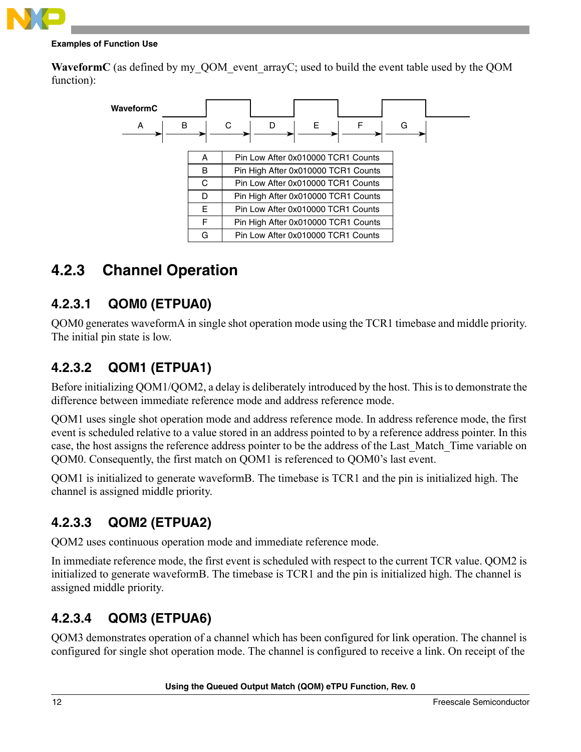**WaveformC** (as defined by my_QOM_event_arrayC; used to build the event table used by the QOM function):

| | |
|---|---|
| A | Pin Low After 0x010000 TCR1 Counts |
| B | Pin High After 0x010000 TCR1 Counts |
| C | Pin Low After 0x010000 TCR1 Counts |
| D | Pin High After 0x010000 TCR1 Counts |
| E | Pin Low After 0x010000 TCR1 Counts |
| F | Pin High After 0x010000 TCR1 Counts |
| G | Pin Low After 0x010000 TCR1 Counts |

## 4.2.3 Channel Operation

### 4.2.3.1 QOM0 (ETPUA0)

QOM0 generates waveformA in single shot operation mode using the TCR1 timebase and middle priority. The initial pin state is low.

### 4.2.3.2 QOM1 (ETPUA1)

Before initializing QOM1/QOM2, a delay is deliberately introduced by the host. This is to demonstrate the difference between immediate reference mode and address reference mode.

QOM1 uses single shot operation mode and address reference mode. In address reference mode, the first event is scheduled relative to a value stored in an address pointed to by a reference address pointer. In this case, the host assigns the reference address pointer to be the address of the Last_Match_Time variable on QOM0. Consequently, the first match on QOM1 is referenced to QOM0's last event.

QOM1 is initialized to generate waveformB. The timebase is TCR1 and the pin is initialized high. The channel is assigned middle priority.

### 4.2.3.3 QOM2 (ETPUA2)

QOM2 uses continuous operation mode and immediate reference mode.

In immediate reference mode, the first event is scheduled with respect to the current TCR value. QOM2 is initialized to generate waveformB. The timebase is TCR1 and the pin is initialized high. The channel is assigned middle priority.

### 4.2.3.4 QOM3 (ETPUA6)

QOM3 demonstrates operation of a channel which has been configured for link operation. The channel is configured for single shot operation mode. The channel is configured to receive a link. On receipt of the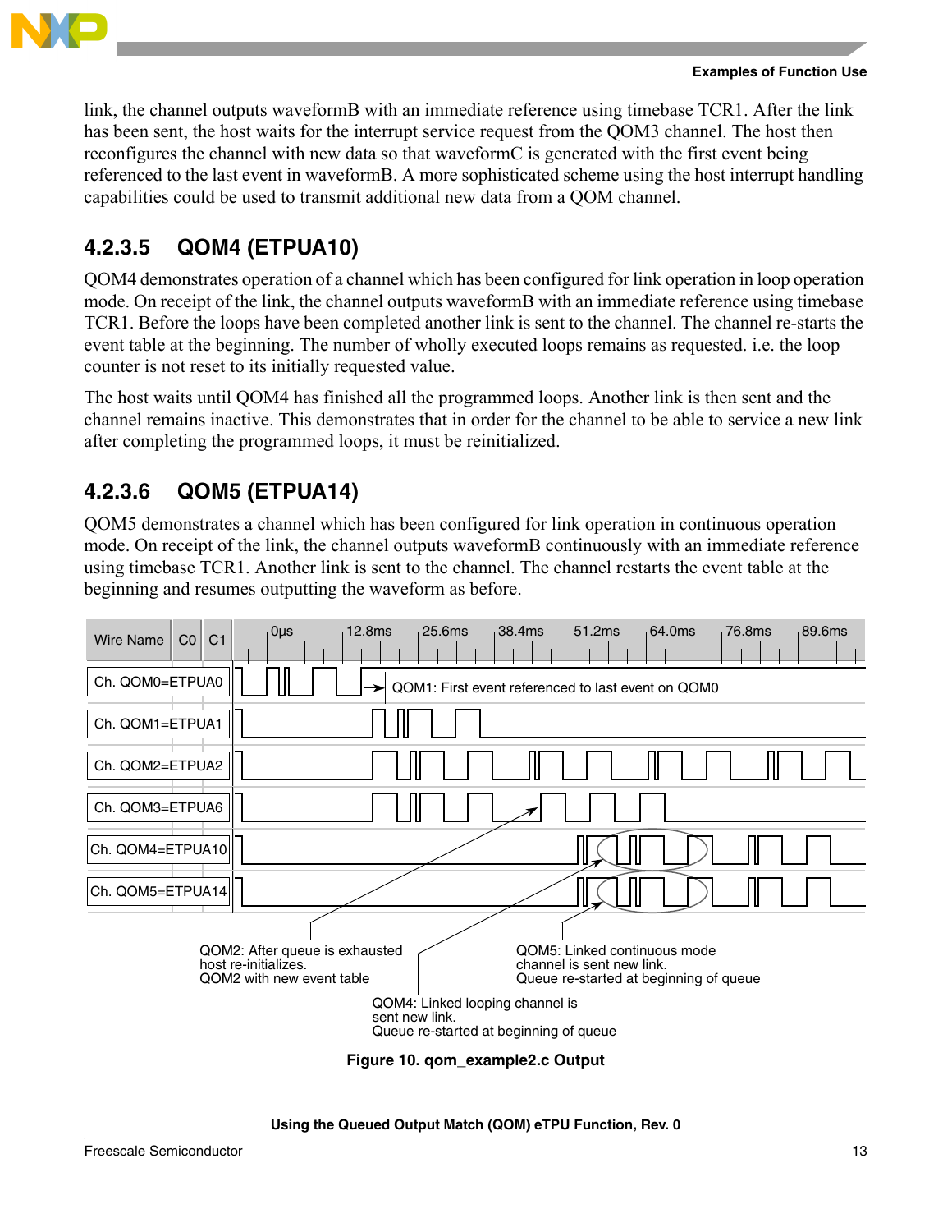link, the channel outputs waveformB with an immediate reference using timebase TCR1. After the link has been sent, the host waits for the interrupt service request from the QOM3 channel. The host then reconfigures the channel with new data so that waveformC is generated with the first event being referenced to the last event in waveformB. A more sophisticated scheme using the host interrupt handling capabilities could be used to transmit additional new data from a QOM channel.

### 4.2.3.5 QOM4 (ETPUA10)

QOM4 demonstrates operation of a channel which has been configured for link operation in loop operation mode. On receipt of the link, the channel outputs waveformB with an immediate reference using timebase TCR1. Before the loops have been completed another link is sent to the channel. The channel re-starts the event table at the beginning. The number of wholly executed loops remains as requested. i.e. the loop counter is not reset to its initially requested value.

The host waits until QOM4 has finished all the programmed loops. Another link is then sent and the channel remains inactive. This demonstrates that in order for the channel to be able to service a new link after completing the programmed loops, it must be reinitialized.

### 4.2.3.6 QOM5 (ETPUA14)

QOM5 demonstrates a channel which has been configured for link operation in continuous operation mode. On receipt of the link, the channel outputs waveformB continuously with an immediate reference using timebase TCR1. Another link is sent to the channel. The channel restarts the event table at the beginning and resumes outputting the waveform as before.

**Figure 10. qom_example2.c Output**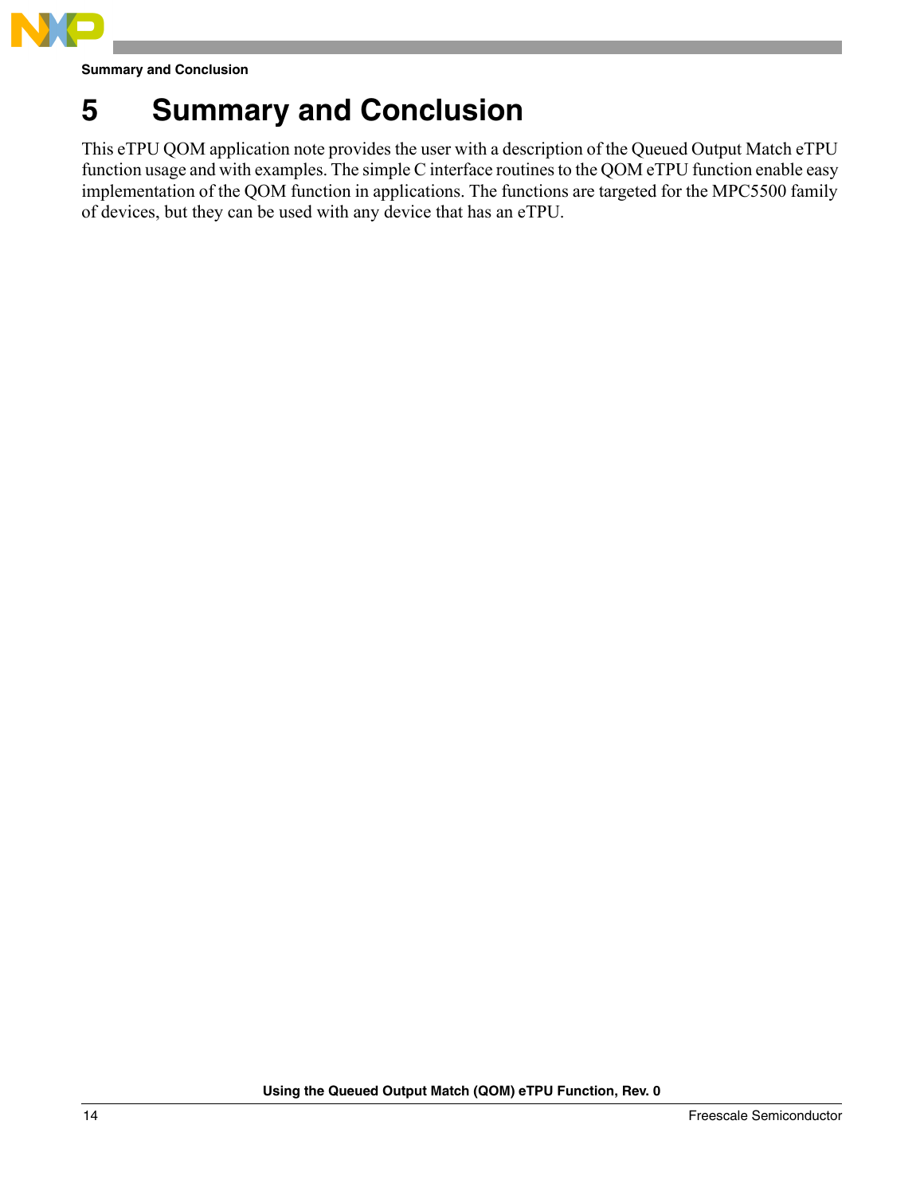# 5 Summary and Conclusion

This eTPU QOM application note provides the user with a description of the Queued Output Match eTPU function usage and with examples. The simple C interface routines to the QOM eTPU function enable easy implementation of the QOM function in applications. The functions are targeted for the MPC5500 family of devices, but they can be used with any device that has an eTPU.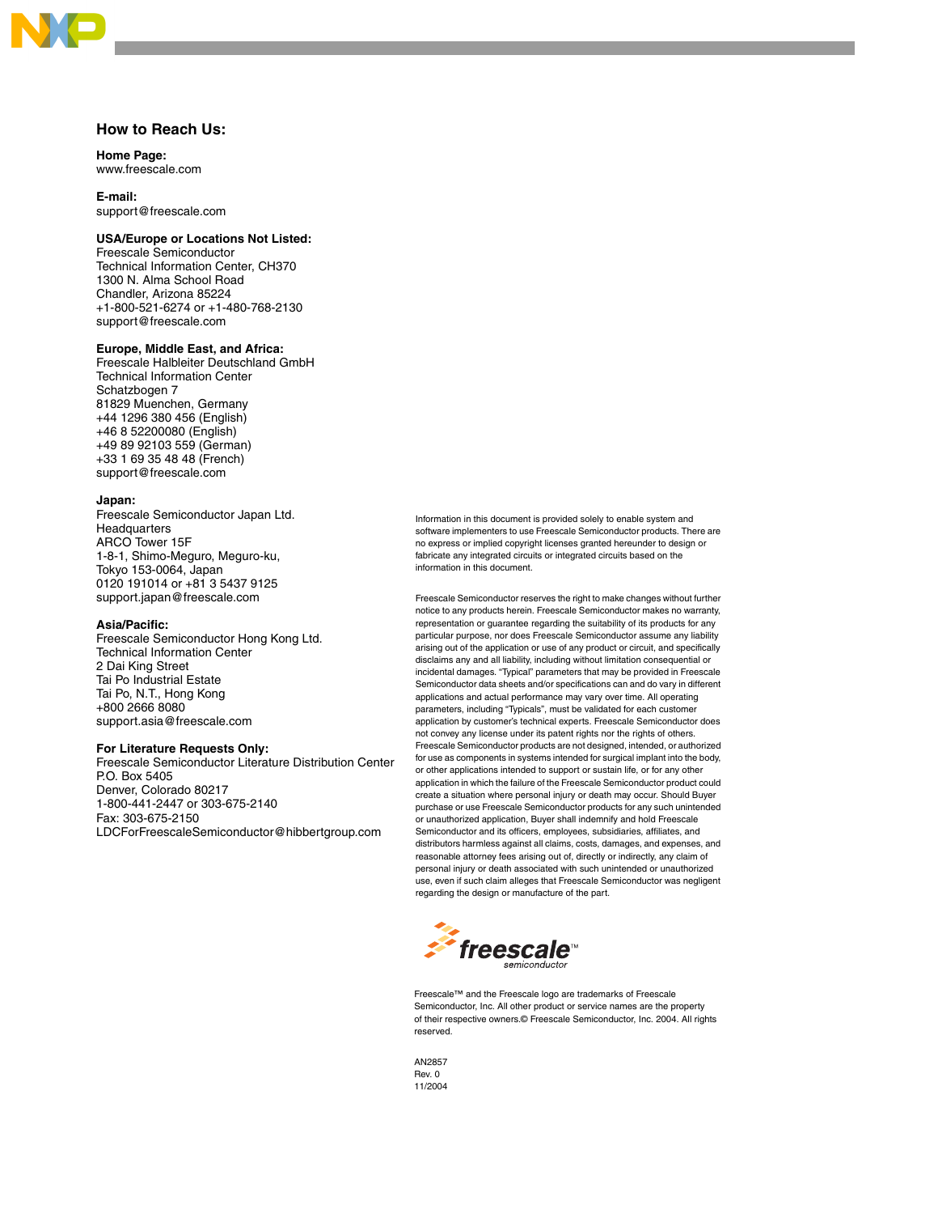## How to Reach Us:

**Home Page:**
www.freescale.com

**E-mail:**
support@freescale.com

**USA/Europe or Locations Not Listed:**
Freescale Semiconductor
Technical Information Center, CH370
1300 N. Alma School Road
Chandler, Arizona 85224
+1-800-521-6274 or +1-480-768-2130
support@freescale.com

**Europe, Middle East, and Africa:**
Freescale Halbleiter Deutschland GmbH
Technical Information Center
Schatzbogen 7
81829 Muenchen, Germany
+44 1296 380 456 (English)
+46 8 52200080 (English)
+49 89 92103 559 (German)
+33 1 69 35 48 48 (French)
support@freescale.com

**Japan:**
Freescale Semiconductor Japan Ltd.
Headquarters
ARCO Tower 15F
1-8-1, Shimo-Meguro, Meguro-ku,
Tokyo 153-0064, Japan
0120 191014 or +81 3 5437 9125
support.japan@freescale.com

**Asia/Pacific:**
Freescale Semiconductor Hong Kong Ltd.
Technical Information Center
2 Dai King Street
Tai Po Industrial Estate
Tai Po, N.T., Hong Kong
+800 2666 8080
support.asia@freescale.com

**For Literature Requests Only:**
Freescale Semiconductor Literature Distribution Center
P.O. Box 5405
Denver, Colorado 80217
1-800-441-2447 or 303-675-2140
Fax: 303-675-2150
LDCForFreescaleSemiconductor@hibbertgroup.com

Information in this document is provided solely to enable system and software implementers to use Freescale Semiconductor products. There are no express or implied copyright licenses granted hereunder to design or fabricate any integrated circuits or integrated circuits based on the information in this document.

Freescale Semiconductor reserves the right to make changes without further notice to any products herein. Freescale Semiconductor makes no warranty, representation or guarantee regarding the suitability of its products for any particular purpose, nor does Freescale Semiconductor assume any liability arising out of the application or use of any product or circuit, and specifically disclaims any and all liability, including without limitation consequential or incidental damages. "Typical" parameters that may be provided in Freescale Semiconductor data sheets and/or specifications can and do vary in different applications and actual performance may vary over time. All operating parameters, including "Typicals", must be validated for each customer application by customer's technical experts. Freescale Semiconductor does not convey any license under its patent rights nor the rights of others. Freescale Semiconductor products are not designed, intended, or authorized for use as components in systems intended for surgical implant into the body, or other applications intended to support or sustain life, or for any other application in which the failure of the Freescale Semiconductor product could create a situation where personal injury or death may occur. Should Buyer purchase or use Freescale Semiconductor products for any such unintended or unauthorized application, Buyer shall indemnify and hold Freescale Semiconductor and its officers, employees, subsidiaries, affiliates, and distributors harmless against all claims, costs, damages, and expenses, and reasonable attorney fees arising out of, directly or indirectly, any claim of personal injury or death associated with such unintended or unauthorized use, even if such claim alleges that Freescale Semiconductor was negligent regarding the design or manufacture of the part.

Freescale™ and the Freescale logo are trademarks of Freescale Semiconductor, Inc. All other product or service names are the property of their respective owners.© Freescale Semiconductor, Inc. 2004. All rights reserved.

AN2857
Rev. 0
11/2004